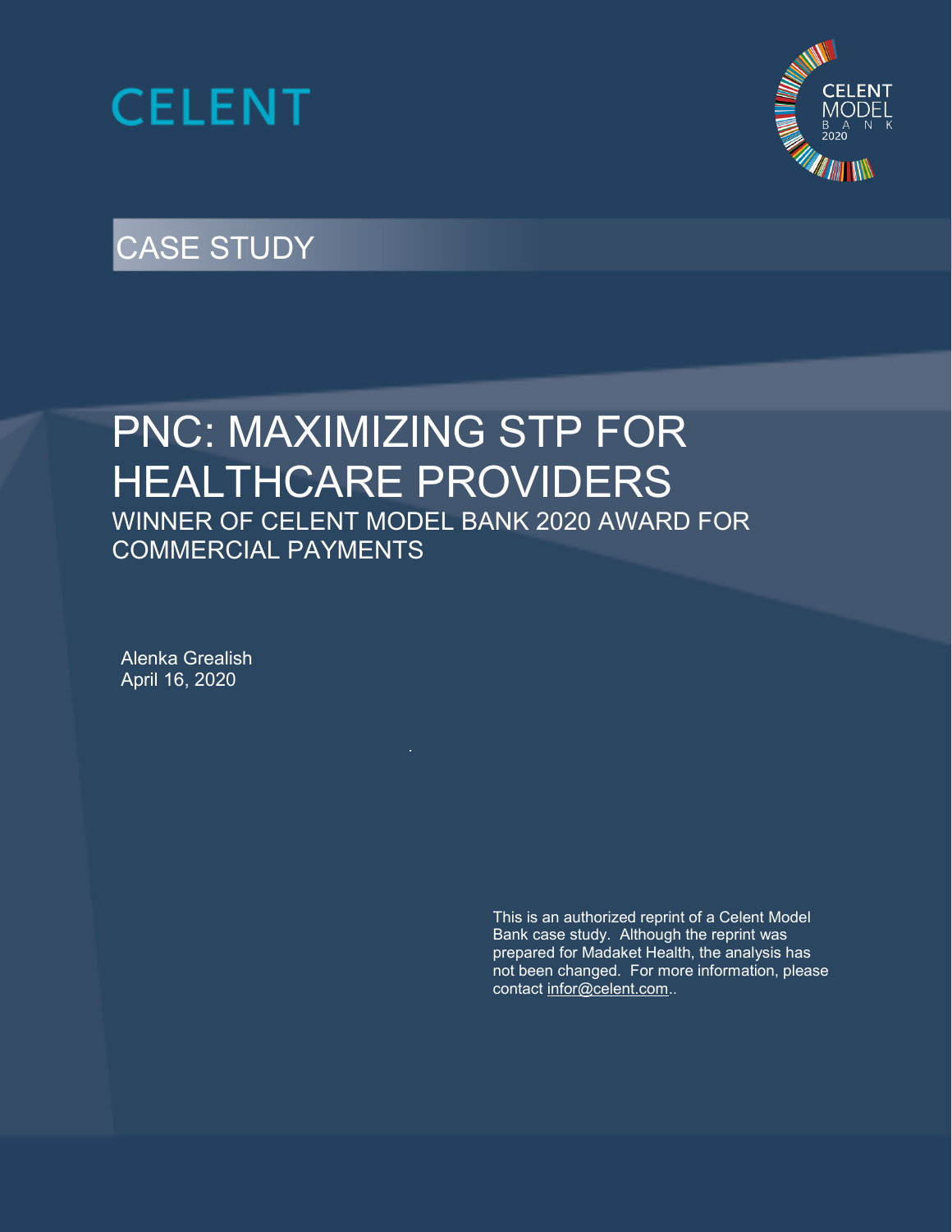CELENT

CELENT MODEL BANK 2020

CASE STUDY

# PNC: MAXIMIZING STP FOR HEALTHCARE PROVIDERS

## WINNER OF CELENT MODEL BANK 2020 AWARD FOR COMMERCIAL PAYMENTS

Alenka Grealish
April 16, 2020

This is an authorized reprint of a Celent Model Bank case study. Although the reprint was prepared for Madaket Health, the analysis has not been changed. For more information, please contact infor@celent.com..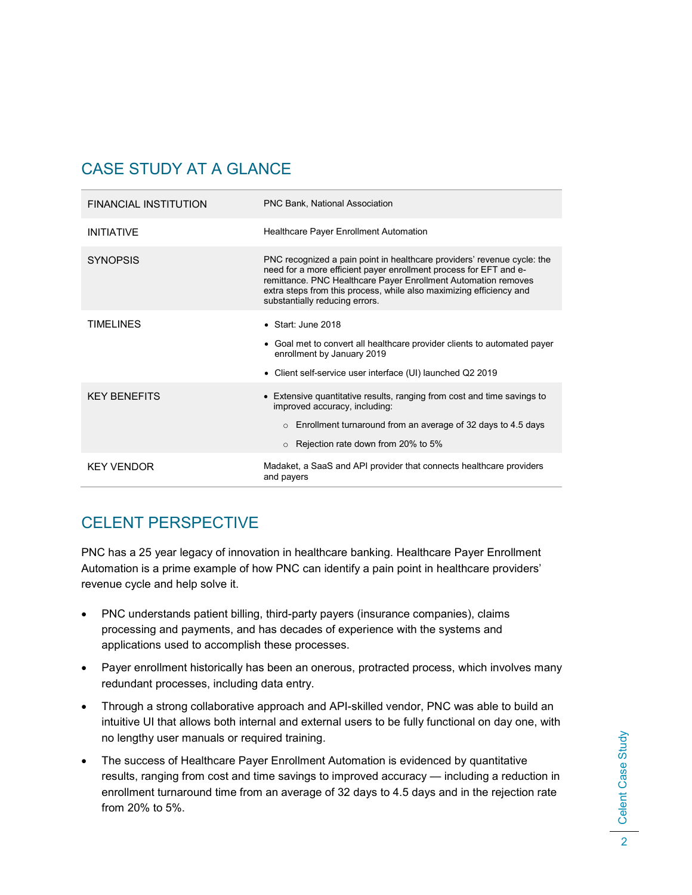## CASE STUDY AT A GLANCE

| | |
|---|---|
| FINANCIAL INSTITUTION | PNC Bank, National Association |
| INITIATIVE | Healthcare Payer Enrollment Automation |
| SYNOPSIS | PNC recognized a pain point in healthcare providers' revenue cycle: the need for a more efficient payer enrollment process for EFT and e-remittance. PNC Healthcare Payer Enrollment Automation removes extra steps from this process, while also maximizing efficiency and substantially reducing errors. |
| TIMELINES | • Start: June 2018<br>• Goal met to convert all healthcare provider clients to automated payer enrollment by January 2019<br>• Client self-service user interface (UI) launched Q2 2019 |
| KEY BENEFITS | • Extensive quantitative results, ranging from cost and time savings to improved accuracy, including:<br>○ Enrollment turnaround from an average of 32 days to 4.5 days<br>○ Rejection rate down from 20% to 5% |
| KEY VENDOR | Madaket, a SaaS and API provider that connects healthcare providers and payers |

## CELENT PERSPECTIVE

PNC has a 25 year legacy of innovation in healthcare banking. Healthcare Payer Enrollment Automation is a prime example of how PNC can identify a pain point in healthcare providers' revenue cycle and help solve it.

- PNC understands patient billing, third-party payers (insurance companies), claims processing and payments, and has decades of experience with the systems and applications used to accomplish these processes.
- Payer enrollment historically has been an onerous, protracted process, which involves many redundant processes, including data entry.
- Through a strong collaborative approach and API-skilled vendor, PNC was able to build an intuitive UI that allows both internal and external users to be fully functional on day one, with no lengthy user manuals or required training.
- The success of Healthcare Payer Enrollment Automation is evidenced by quantitative results, ranging from cost and time savings to improved accuracy — including a reduction in enrollment turnaround time from an average of 32 days to 4.5 days and in the rejection rate from 20% to 5%.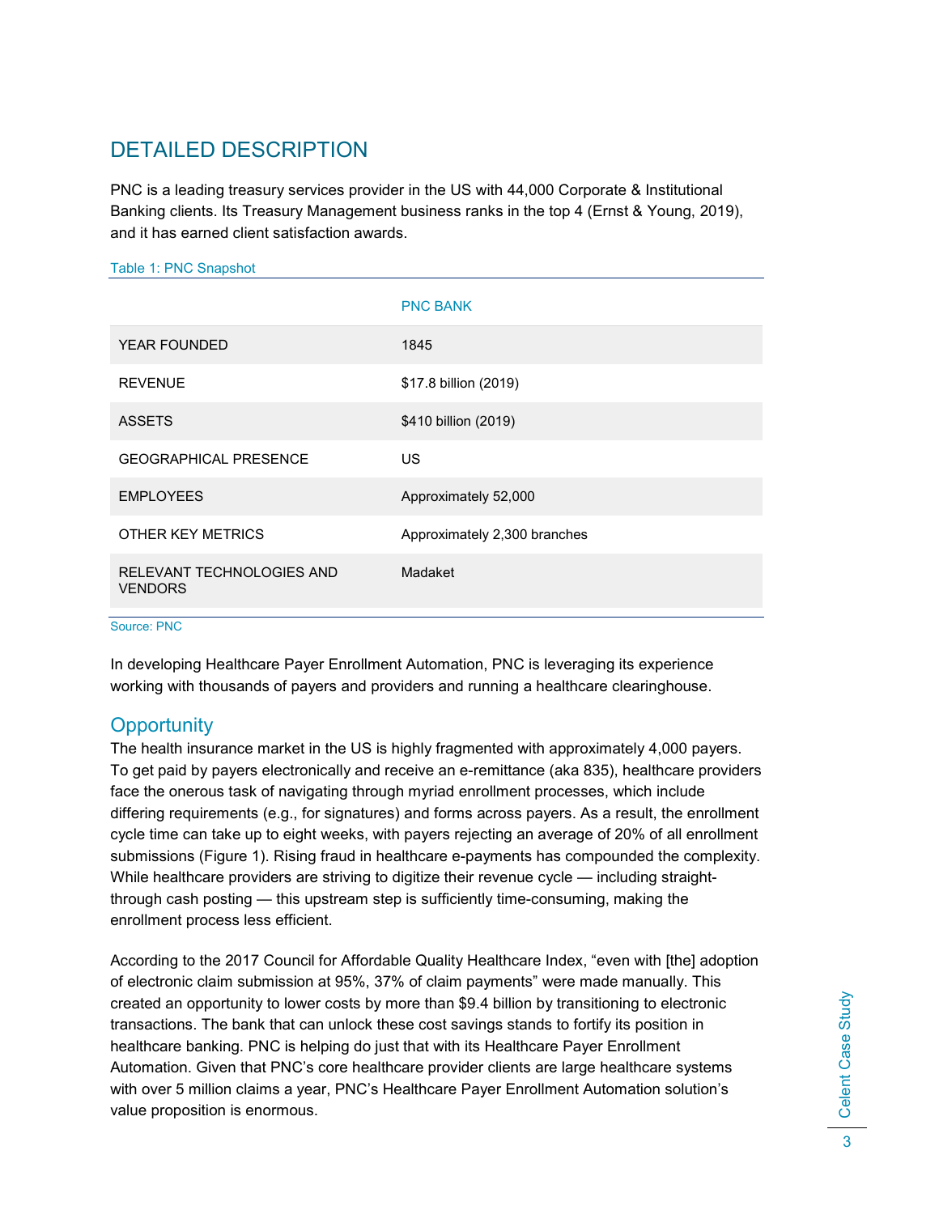## DETAILED DESCRIPTION

PNC is a leading treasury services provider in the US with 44,000 Corporate & Institutional Banking clients. Its Treasury Management business ranks in the top 4 (Ernst & Young, 2019), and it has earned client satisfaction awards.

Table 1: PNC Snapshot

| | PNC BANK |
|---|---|
| YEAR FOUNDED | 1845 |
| REVENUE | $17.8 billion (2019) |
| ASSETS | $410 billion (2019) |
| GEOGRAPHICAL PRESENCE | US |
| EMPLOYEES | Approximately 52,000 |
| OTHER KEY METRICS | Approximately 2,300 branches |
| RELEVANT TECHNOLOGIES AND VENDORS | Madaket |

Source: PNC

In developing Healthcare Payer Enrollment Automation, PNC is leveraging its experience working with thousands of payers and providers and running a healthcare clearinghouse.

### Opportunity

The health insurance market in the US is highly fragmented with approximately 4,000 payers. To get paid by payers electronically and receive an e-remittance (aka 835), healthcare providers face the onerous task of navigating through myriad enrollment processes, which include differing requirements (e.g., for signatures) and forms across payers. As a result, the enrollment cycle time can take up to eight weeks, with payers rejecting an average of 20% of all enrollment submissions (Figure 1). Rising fraud in healthcare e-payments has compounded the complexity. While healthcare providers are striving to digitize their revenue cycle — including straight-through cash posting — this upstream step is sufficiently time-consuming, making the enrollment process less efficient.

According to the 2017 Council for Affordable Quality Healthcare Index, "even with [the] adoption of electronic claim submission at 95%, 37% of claim payments" were made manually. This created an opportunity to lower costs by more than $9.4 billion by transitioning to electronic transactions. The bank that can unlock these cost savings stands to fortify its position in healthcare banking. PNC is helping do just that with its Healthcare Payer Enrollment Automation. Given that PNC's core healthcare provider clients are large healthcare systems with over 5 million claims a year, PNC's Healthcare Payer Enrollment Automation solution's value proposition is enormous.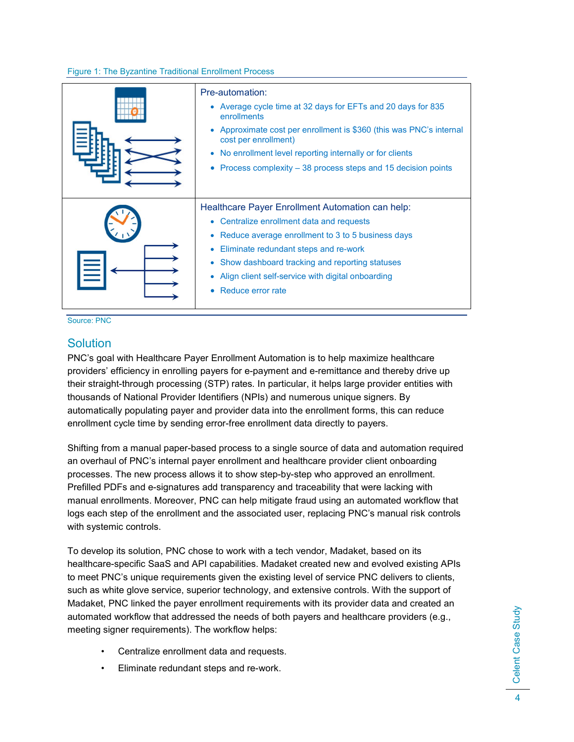Figure 1: The Byzantine Traditional Enrollment Process

Pre-automation:

- Average cycle time at 32 days for EFTs and 20 days for 835 enrollments
- Approximate cost per enrollment is $360 (this was PNC's internal cost per enrollment)
- No enrollment level reporting internally or for clients
- Process complexity – 38 process steps and 15 decision points

Healthcare Payer Enrollment Automation can help:

- Centralize enrollment data and requests
- Reduce average enrollment to 3 to 5 business days
- Eliminate redundant steps and re-work
- Show dashboard tracking and reporting statuses
- Align client self-service with digital onboarding
- Reduce error rate

Source: PNC

## Solution

PNC's goal with Healthcare Payer Enrollment Automation is to help maximize healthcare providers' efficiency in enrolling payers for e-payment and e-remittance and thereby drive up their straight-through processing (STP) rates. In particular, it helps large provider entities with thousands of National Provider Identifiers (NPIs) and numerous unique signers. By automatically populating payer and provider data into the enrollment forms, this can reduce enrollment cycle time by sending error-free enrollment data directly to payers.

Shifting from a manual paper-based process to a single source of data and automation required an overhaul of PNC's internal payer enrollment and healthcare provider client onboarding processes. The new process allows it to show step-by-step who approved an enrollment. Prefilled PDFs and e-signatures add transparency and traceability that were lacking with manual enrollments. Moreover, PNC can help mitigate fraud using an automated workflow that logs each step of the enrollment and the associated user, replacing PNC's manual risk controls with systemic controls.

To develop its solution, PNC chose to work with a tech vendor, Madaket, based on its healthcare-specific SaaS and API capabilities. Madaket created new and evolved existing APIs to meet PNC's unique requirements given the existing level of service PNC delivers to clients, such as white glove service, superior technology, and extensive controls. With the support of Madaket, PNC linked the payer enrollment requirements with its provider data and created an automated workflow that addressed the needs of both payers and healthcare providers (e.g., meeting signer requirements). The workflow helps:

- Centralize enrollment data and requests.
- Eliminate redundant steps and re-work.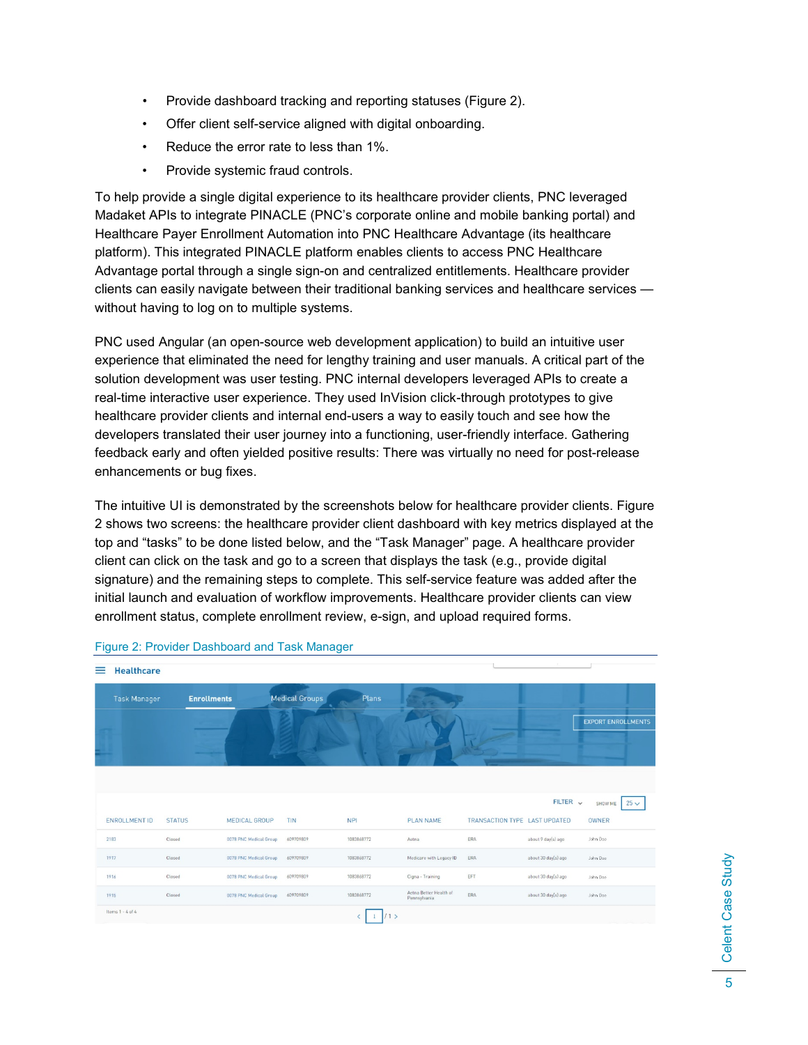- Provide dashboard tracking and reporting statuses (Figure 2).
- Offer client self-service aligned with digital onboarding.
- Reduce the error rate to less than 1%.
- Provide systemic fraud controls.

To help provide a single digital experience to its healthcare provider clients, PNC leveraged Madaket APIs to integrate PINACLE (PNC's corporate online and mobile banking portal) and Healthcare Payer Enrollment Automation into PNC Healthcare Advantage (its healthcare platform). This integrated PINACLE platform enables clients to access PNC Healthcare Advantage portal through a single sign-on and centralized entitlements. Healthcare provider clients can easily navigate between their traditional banking services and healthcare services — without having to log on to multiple systems.

PNC used Angular (an open-source web development application) to build an intuitive user experience that eliminated the need for lengthy training and user manuals. A critical part of the solution development was user testing. PNC internal developers leveraged APIs to create a real-time interactive user experience. They used InVision click-through prototypes to give healthcare provider clients and internal end-users a way to easily touch and see how the developers translated their user journey into a functioning, user-friendly interface. Gathering feedback early and often yielded positive results: There was virtually no need for post-release enhancements or bug fixes.

The intuitive UI is demonstrated by the screenshots below for healthcare provider clients. Figure 2 shows two screens: the healthcare provider client dashboard with key metrics displayed at the top and "tasks" to be done listed below, and the "Task Manager" page. A healthcare provider client can click on the task and go to a screen that displays the task (e.g., provide digital signature) and the remaining steps to complete. This self-service feature was added after the initial launch and evaluation of workflow improvements. Healthcare provider clients can view enrollment status, complete enrollment review, e-sign, and upload required forms.

Figure 2: Provider Dashboard and Task Manager

Healthcare

Task Manager | **Enrollments** | Medical Groups | Plans

EXPORT ENROLLMENTS

FILTER | SHOW ME 25

| ENROLLMENT ID | STATUS | MEDICAL GROUP | TIN | NPI | PLAN NAME | TRANSACTION TYPE | LAST UPDATED | OWNER |
|---|---|---|---|---|---|---|---|---|
| 2183 | Closed | 0078 PNC Medical Group | 609709809 | 1083868772 | Aetna | ERA | about 9 day(s) ago | John Doe |
| 1917 | Closed | 0078 PNC Medical Group | 609709809 | 1083868772 | Medicare with Legacy ID | ERA | about 30 day(s) ago | John Doe |
| 1916 | Closed | 0078 PNC Medical Group | 609709809 | 1083868772 | Cigna - Training | EFT | about 30 day(s) ago | John Doe |
| 1915 | Closed | 0078 PNC Medical Group | 609709809 | 1083868772 | Aetna Better Health of Pennsylvania | ERA | about 30 day(s) ago | John Doe |

Items 1 - 4 of 4 | 1 / 1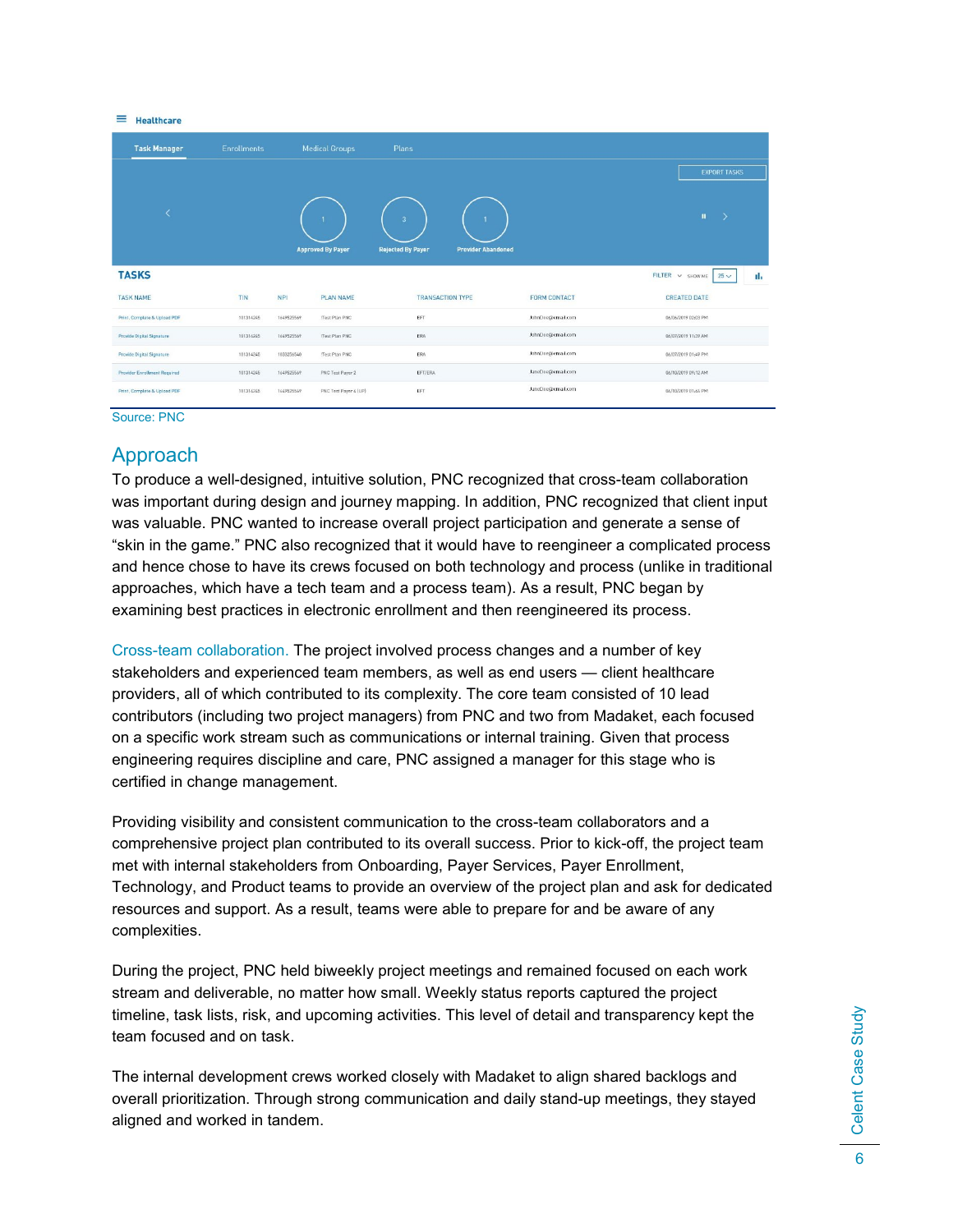Source: PNC

## Approach

To produce a well-designed, intuitive solution, PNC recognized that cross-team collaboration was important during design and journey mapping. In addition, PNC recognized that client input was valuable. PNC wanted to increase overall project participation and generate a sense of "skin in the game." PNC also recognized that it would have to reengineer a complicated process and hence chose to have its crews focused on both technology and process (unlike in traditional approaches, which have a tech team and a process team). As a result, PNC began by examining best practices in electronic enrollment and then reengineered its process.

Cross-team collaboration. The project involved process changes and a number of key stakeholders and experienced team members, as well as end users — client healthcare providers, all of which contributed to its complexity. The core team consisted of 10 lead contributors (including two project managers) from PNC and two from Madaket, each focused on a specific work stream such as communications or internal training. Given that process engineering requires discipline and care, PNC assigned a manager for this stage who is certified in change management.

Providing visibility and consistent communication to the cross-team collaborators and a comprehensive project plan contributed to its overall success. Prior to kick-off, the project team met with internal stakeholders from Onboarding, Payer Services, Payer Enrollment, Technology, and Product teams to provide an overview of the project plan and ask for dedicated resources and support. As a result, teams were able to prepare for and be aware of any complexities.

During the project, PNC held biweekly project meetings and remained focused on each work stream and deliverable, no matter how small. Weekly status reports captured the project timeline, task lists, risk, and upcoming activities. This level of detail and transparency kept the team focused and on task.

The internal development crews worked closely with Madaket to align shared backlogs and overall prioritization. Through strong communication and daily stand-up meetings, they stayed aligned and worked in tandem.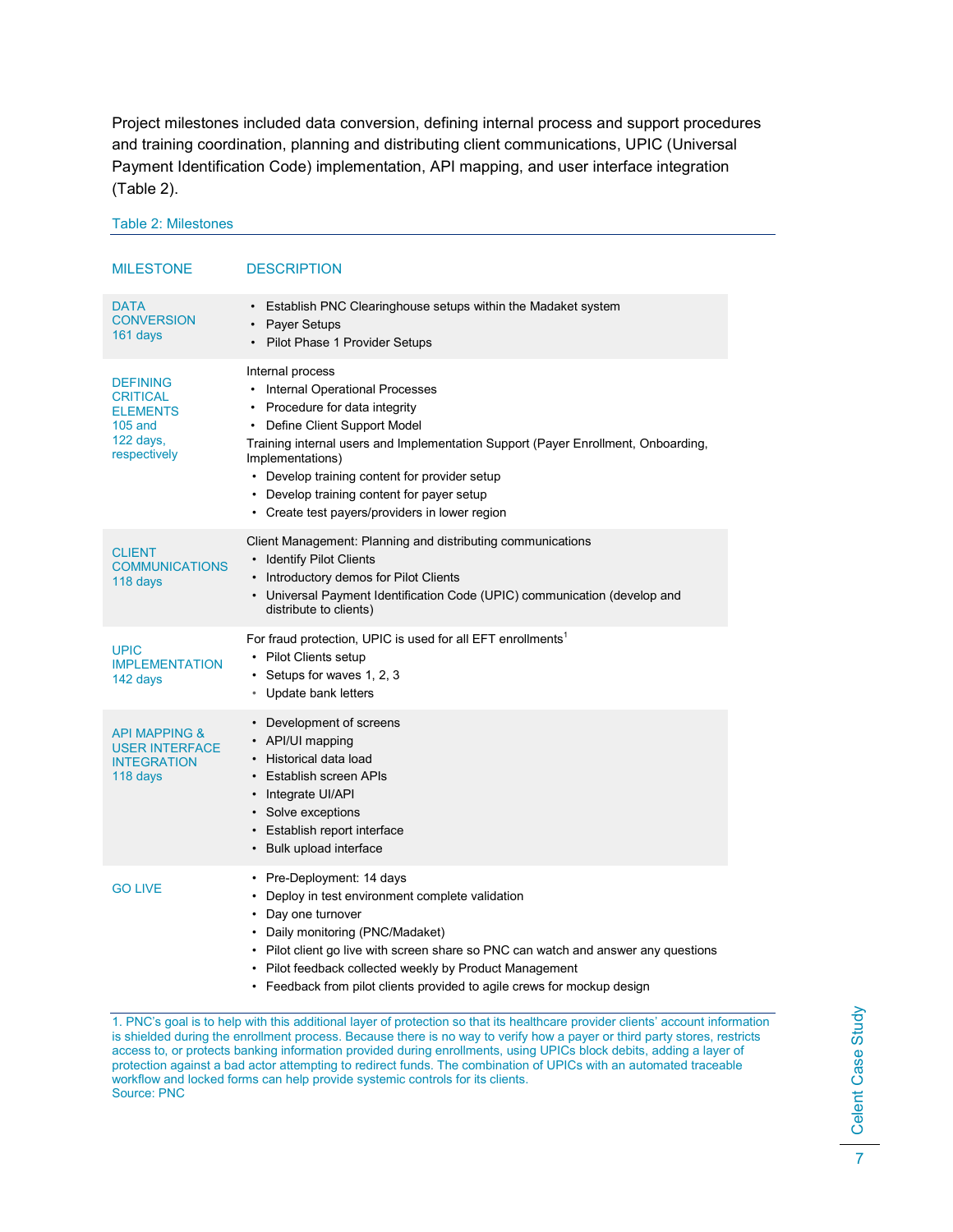Project milestones included data conversion, defining internal process and support procedures and training coordination, planning and distributing client communications, UPIC (Universal Payment Identification Code) implementation, API mapping, and user interface integration (Table 2).

Table 2: Milestones

| MILESTONE | DESCRIPTION |
| --- | --- |
| DATA CONVERSION 161 days | • Establish PNC Clearinghouse setups within the Madaket system<br>• Payer Setups<br>• Pilot Phase 1 Provider Setups |
| DEFINING CRITICAL ELEMENTS 105 and 122 days, respectively | Internal process<br>• Internal Operational Processes<br>• Procedure for data integrity<br>• Define Client Support Model<br>Training internal users and Implementation Support (Payer Enrollment, Onboarding, Implementations)<br>• Develop training content for provider setup<br>• Develop training content for payer setup<br>• Create test payers/providers in lower region |
| CLIENT COMMUNICATIONS 118 days | Client Management: Planning and distributing communications<br>• Identify Pilot Clients<br>• Introductory demos for Pilot Clients<br>• Universal Payment Identification Code (UPIC) communication (develop and distribute to clients) |
| UPIC IMPLEMENTATION 142 days | For fraud protection, UPIC is used for all EFT enrollments[1]<br>• Pilot Clients setup<br>• Setups for waves 1, 2, 3<br>• Update bank letters |
| API MAPPING & USER INTERFACE INTEGRATION 118 days | • Development of screens<br>• API/UI mapping<br>• Historical data load<br>• Establish screen APIs<br>• Integrate UI/API<br>• Solve exceptions<br>• Establish report interface<br>• Bulk upload interface |
| GO LIVE | • Pre-Deployment: 14 days<br>• Deploy in test environment complete validation<br>• Day one turnover<br>• Daily monitoring (PNC/Madaket)<br>• Pilot client go live with screen share so PNC can watch and answer any questions<br>• Pilot feedback collected weekly by Product Management<br>• Feedback from pilot clients provided to agile crews for mockup design |

1. PNC's goal is to help with this additional layer of protection so that its healthcare provider clients' account information is shielded during the enrollment process. Because there is no way to verify how a payer or third party stores, restricts access to, or protects banking information provided during enrollments, using UPICs block debits, adding a layer of protection against a bad actor attempting to redirect funds. The combination of UPICs with an automated traceable workflow and locked forms can help provide systemic controls for its clients.
Source: PNC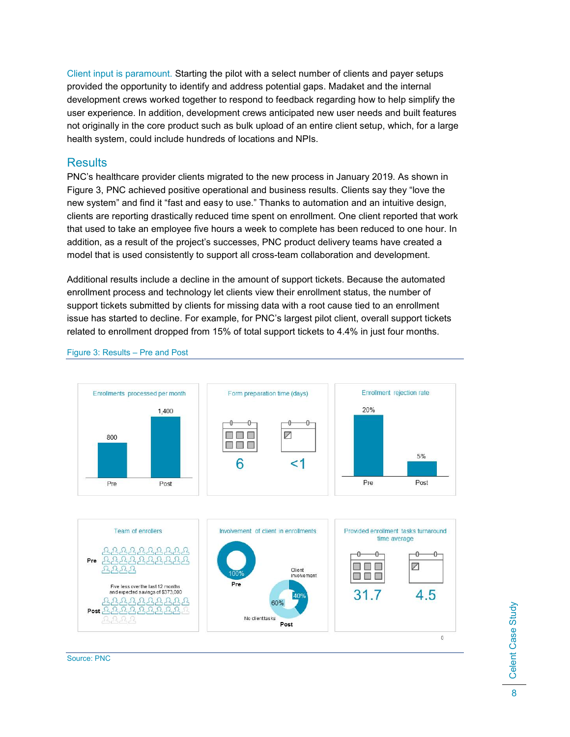Client input is paramount. Starting the pilot with a select number of clients and payer setups provided the opportunity to identify and address potential gaps. Madaket and the internal development crews worked together to respond to feedback regarding how to help simplify the user experience. In addition, development crews anticipated new user needs and built features not originally in the core product such as bulk upload of an entire client setup, which, for a large health system, could include hundreds of locations and NPIs.

## Results

PNC's healthcare provider clients migrated to the new process in January 2019. As shown in Figure 3, PNC achieved positive operational and business results. Clients say they "love the new system" and find it "fast and easy to use." Thanks to automation and an intuitive design, clients are reporting drastically reduced time spent on enrollment. One client reported that work that used to take an employee five hours a week to complete has been reduced to one hour. In addition, as a result of the project's successes, PNC product delivery teams have created a model that is used consistently to support all cross-team collaboration and development.

Additional results include a decline in the amount of support tickets. Because the automated enrollment process and technology let clients view their enrollment status, the number of support tickets submitted by clients for missing data with a root cause tied to an enrollment issue has started to decline. For example, for PNC's largest pilot client, overall support tickets related to enrollment dropped from 15% of total support tickets to 4.4% in just four months.

Figure 3: Results – Pre and Post

| Metric | Pre | Post |
|---|---|---|
| Enrollments processed per month | 800 | 1,400 |
| Form preparation time (days) | 6 | <1 |
| Enrollment rejection rate | 20% | 5% |
| Team of enrollers | 24 | 19 (Five less over the last 12 months and expected savings of $373,000) |
| Involvement of client in enrollments | 100% | 40% Client involvement; 60% No client tasks |
| Provided enrollment tasks turnaround time average | 31.7 | 4.5 |

Source: PNC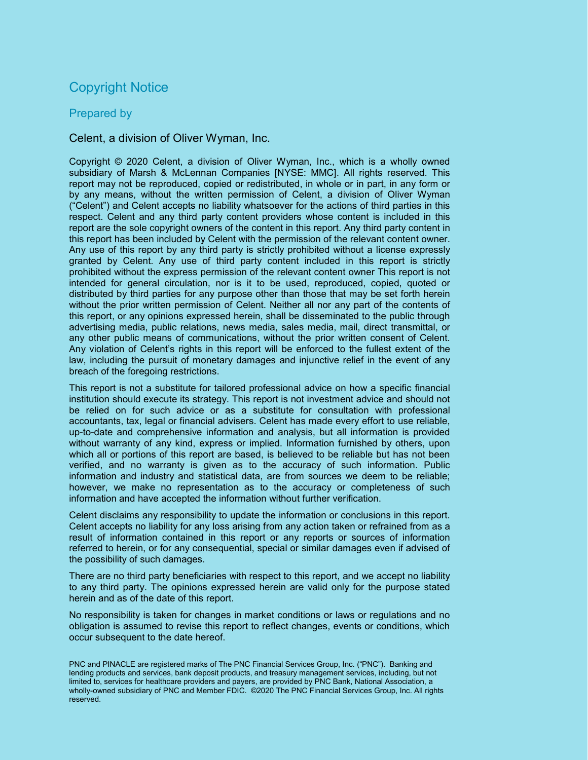## Copyright Notice

### Prepared by

Celent, a division of Oliver Wyman, Inc.

Copyright © 2020 Celent, a division of Oliver Wyman, Inc., which is a wholly owned subsidiary of Marsh & McLennan Companies [NYSE: MMC]. All rights reserved. This report may not be reproduced, copied or redistributed, in whole or in part, in any form or by any means, without the written permission of Celent, a division of Oliver Wyman ("Celent") and Celent accepts no liability whatsoever for the actions of third parties in this respect. Celent and any third party content providers whose content is included in this report are the sole copyright owners of the content in this report. Any third party content in this report has been included by Celent with the permission of the relevant content owner. Any use of this report by any third party is strictly prohibited without a license expressly granted by Celent. Any use of third party content included in this report is strictly prohibited without the express permission of the relevant content owner This report is not intended for general circulation, nor is it to be used, reproduced, copied, quoted or distributed by third parties for any purpose other than those that may be set forth herein without the prior written permission of Celent. Neither all nor any part of the contents of this report, or any opinions expressed herein, shall be disseminated to the public through advertising media, public relations, news media, sales media, mail, direct transmittal, or any other public means of communications, without the prior written consent of Celent. Any violation of Celent's rights in this report will be enforced to the fullest extent of the law, including the pursuit of monetary damages and injunctive relief in the event of any breach of the foregoing restrictions.

This report is not a substitute for tailored professional advice on how a specific financial institution should execute its strategy. This report is not investment advice and should not be relied on for such advice or as a substitute for consultation with professional accountants, tax, legal or financial advisers. Celent has made every effort to use reliable, up-to-date and comprehensive information and analysis, but all information is provided without warranty of any kind, express or implied. Information furnished by others, upon which all or portions of this report are based, is believed to be reliable but has not been verified, and no warranty is given as to the accuracy of such information. Public information and industry and statistical data, are from sources we deem to be reliable; however, we make no representation as to the accuracy or completeness of such information and have accepted the information without further verification.

Celent disclaims any responsibility to update the information or conclusions in this report. Celent accepts no liability for any loss arising from any action taken or refrained from as a result of information contained in this report or any reports or sources of information referred to herein, or for any consequential, special or similar damages even if advised of the possibility of such damages.

There are no third party beneficiaries with respect to this report, and we accept no liability to any third party. The opinions expressed herein are valid only for the purpose stated herein and as of the date of this report.

No responsibility is taken for changes in market conditions or laws or regulations and no obligation is assumed to revise this report to reflect changes, events or conditions, which occur subsequent to the date hereof.

PNC and PINACLE are registered marks of The PNC Financial Services Group, Inc. ("PNC"). Banking and lending products and services, bank deposit products, and treasury management services, including, but not limited to, services for healthcare providers and payers, are provided by PNC Bank, National Association, a wholly-owned subsidiary of PNC and Member FDIC. ©2020 The PNC Financial Services Group, Inc. All rights reserved.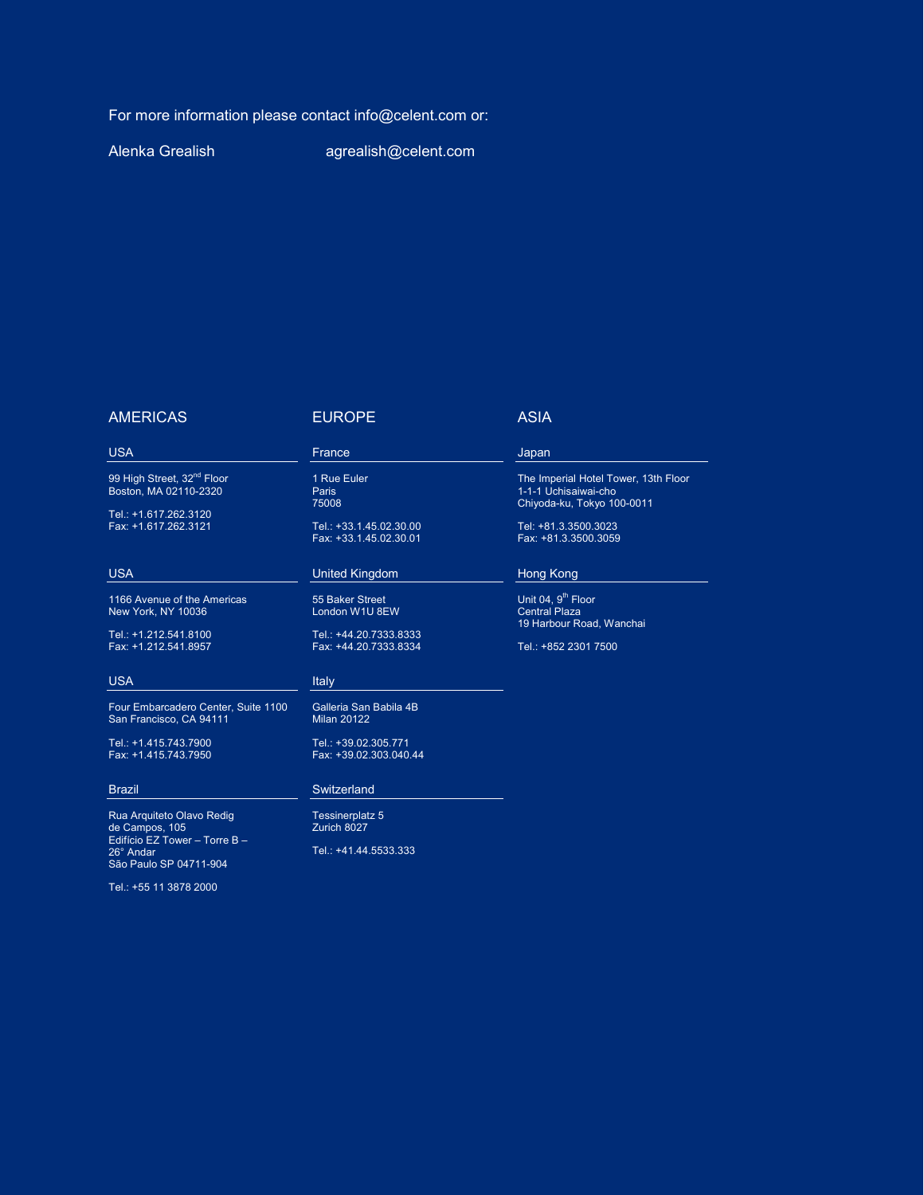For more information please contact info@celent.com or:

Alenka Grealish agrealish@celent.com

## AMERICAS

### USA

99 High Street, 32nd Floor
Boston, MA 02110-2320

Tel.: +1.617.262.3120
Fax: +1.617.262.3121

### USA

1166 Avenue of the Americas
New York, NY 10036

Tel.: +1.212.541.8100
Fax: +1.212.541.8957

### USA

Four Embarcadero Center, Suite 1100
San Francisco, CA 94111

Tel.: +1.415.743.7900
Fax: +1.415.743.7950

### Brazil

Rua Arquiteto Olavo Redig
de Campos, 105
Edifício EZ Tower – Torre B –
26° Andar
São Paulo SP 04711-904

Tel.: +55 11 3878 2000

## EUROPE

### France

1 Rue Euler
Paris
75008

Tel.: +33.1.45.02.30.00
Fax: +33.1.45.02.30.01

### United Kingdom

55 Baker Street
London W1U 8EW

Tel.: +44.20.7333.8333
Fax: +44.20.7333.8334

### Italy

Galleria San Babila 4B
Milan 20122

Tel.: +39.02.305.771
Fax: +39.02.303.040.44

### Switzerland

Tessinerplatz 5
Zurich 8027

Tel.: +41.44.5533.333

## ASIA

### Japan

The Imperial Hotel Tower, 13th Floor
1-1-1 Uchisaiwai-cho
Chiyoda-ku, Tokyo 100-0011

Tel: +81.3.3500.3023
Fax: +81.3.3500.3059

### Hong Kong

Unit 04, 9th Floor
Central Plaza
19 Harbour Road, Wanchai

Tel.: +852 2301 7500